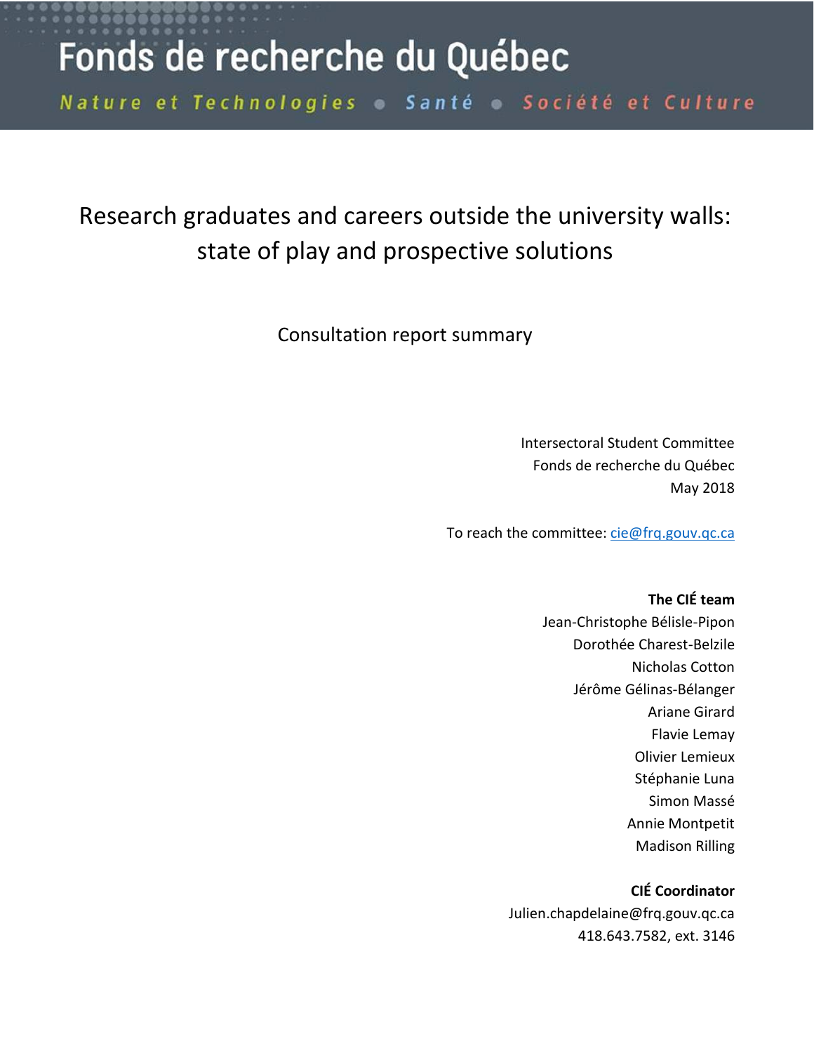Fonds de recherche du Québec

*Nature et Technologies • Santé • Société et Culture*

# Research graduates and careers outside the university walls: state of play and prospective solutions

Consultation report summary

Intersectoral Student Committee
Fonds de recherche du Québec
May 2018

To reach the committee: cie@frq.gouv.qc.ca

**The CIÉ team**

Jean-Christophe Bélisle-Pipon
Dorothée Charest-Belzile
Nicholas Cotton
Jérôme Gélinas-Bélanger
Ariane Girard
Flavie Lemay
Olivier Lemieux
Stéphanie Luna
Simon Massé
Annie Montpetit
Madison Rilling

**CIÉ Coordinator**

Julien.chapdelaine@frq.gouv.qc.ca
418.643.7582, ext. 3146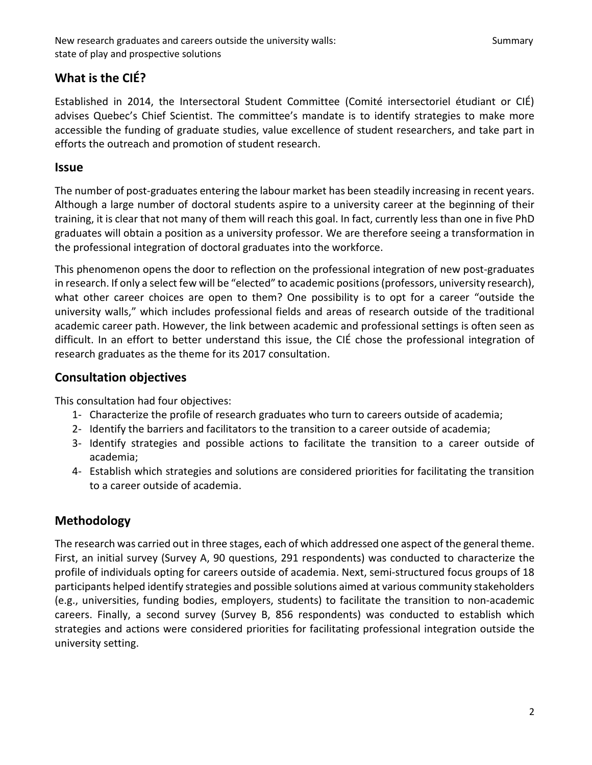## What is the CIÉ?

Established in 2014, the Intersectoral Student Committee (Comité intersectoriel étudiant or CIÉ) advises Quebec's Chief Scientist. The committee's mandate is to identify strategies to make more accessible the funding of graduate studies, value excellence of student researchers, and take part in efforts the outreach and promotion of student research.

## Issue

The number of post-graduates entering the labour market has been steadily increasing in recent years. Although a large number of doctoral students aspire to a university career at the beginning of their training, it is clear that not many of them will reach this goal. In fact, currently less than one in five PhD graduates will obtain a position as a university professor. We are therefore seeing a transformation in the professional integration of doctoral graduates into the workforce.

This phenomenon opens the door to reflection on the professional integration of new post-graduates in research. If only a select few will be "elected" to academic positions (professors, university research), what other career choices are open to them? One possibility is to opt for a career "outside the university walls," which includes professional fields and areas of research outside of the traditional academic career path. However, the link between academic and professional settings is often seen as difficult. In an effort to better understand this issue, the CIÉ chose the professional integration of research graduates as the theme for its 2017 consultation.

## Consultation objectives

This consultation had four objectives:

1- Characterize the profile of research graduates who turn to careers outside of academia;
2- Identify the barriers and facilitators to the transition to a career outside of academia;
3- Identify strategies and possible actions to facilitate the transition to a career outside of academia;
4- Establish which strategies and solutions are considered priorities for facilitating the transition to a career outside of academia.

## Methodology

The research was carried out in three stages, each of which addressed one aspect of the general theme. First, an initial survey (Survey A, 90 questions, 291 respondents) was conducted to characterize the profile of individuals opting for careers outside of academia. Next, semi-structured focus groups of 18 participants helped identify strategies and possible solutions aimed at various community stakeholders (e.g., universities, funding bodies, employers, students) to facilitate the transition to non-academic careers. Finally, a second survey (Survey B, 856 respondents) was conducted to establish which strategies and actions were considered priorities for facilitating professional integration outside the university setting.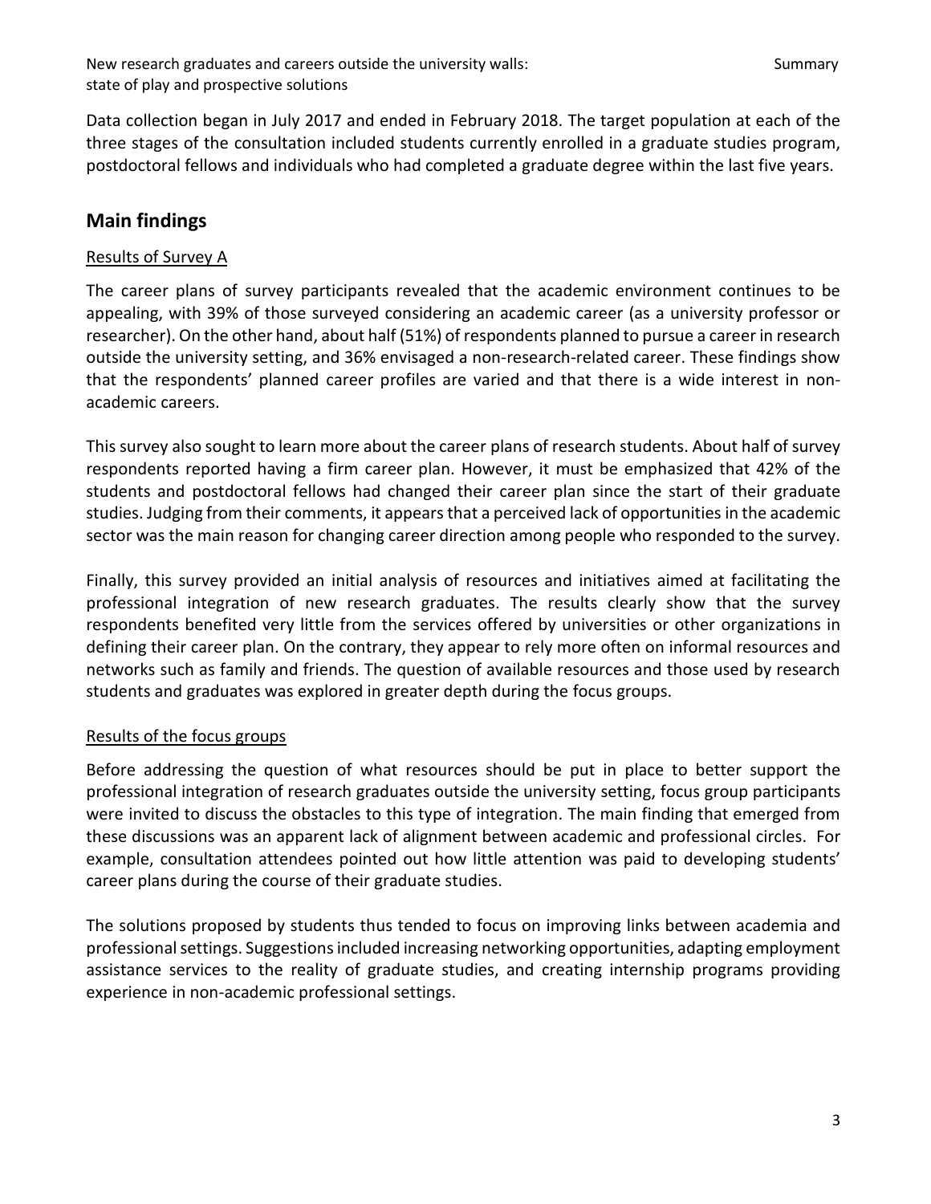Data collection began in July 2017 and ended in February 2018. The target population at each of the three stages of the consultation included students currently enrolled in a graduate studies program, postdoctoral fellows and individuals who had completed a graduate degree within the last five years.

## Main findings

### Results of Survey A

The career plans of survey participants revealed that the academic environment continues to be appealing, with 39% of those surveyed considering an academic career (as a university professor or researcher). On the other hand, about half (51%) of respondents planned to pursue a career in research outside the university setting, and 36% envisaged a non-research-related career. These findings show that the respondents' planned career profiles are varied and that there is a wide interest in non-academic careers.

This survey also sought to learn more about the career plans of research students. About half of survey respondents reported having a firm career plan. However, it must be emphasized that 42% of the students and postdoctoral fellows had changed their career plan since the start of their graduate studies. Judging from their comments, it appears that a perceived lack of opportunities in the academic sector was the main reason for changing career direction among people who responded to the survey.

Finally, this survey provided an initial analysis of resources and initiatives aimed at facilitating the professional integration of new research graduates. The results clearly show that the survey respondents benefited very little from the services offered by universities or other organizations in defining their career plan. On the contrary, they appear to rely more often on informal resources and networks such as family and friends. The question of available resources and those used by research students and graduates was explored in greater depth during the focus groups.

### Results of the focus groups

Before addressing the question of what resources should be put in place to better support the professional integration of research graduates outside the university setting, focus group participants were invited to discuss the obstacles to this type of integration. The main finding that emerged from these discussions was an apparent lack of alignment between academic and professional circles. For example, consultation attendees pointed out how little attention was paid to developing students' career plans during the course of their graduate studies.

The solutions proposed by students thus tended to focus on improving links between academia and professional settings. Suggestions included increasing networking opportunities, adapting employment assistance services to the reality of graduate studies, and creating internship programs providing experience in non-academic professional settings.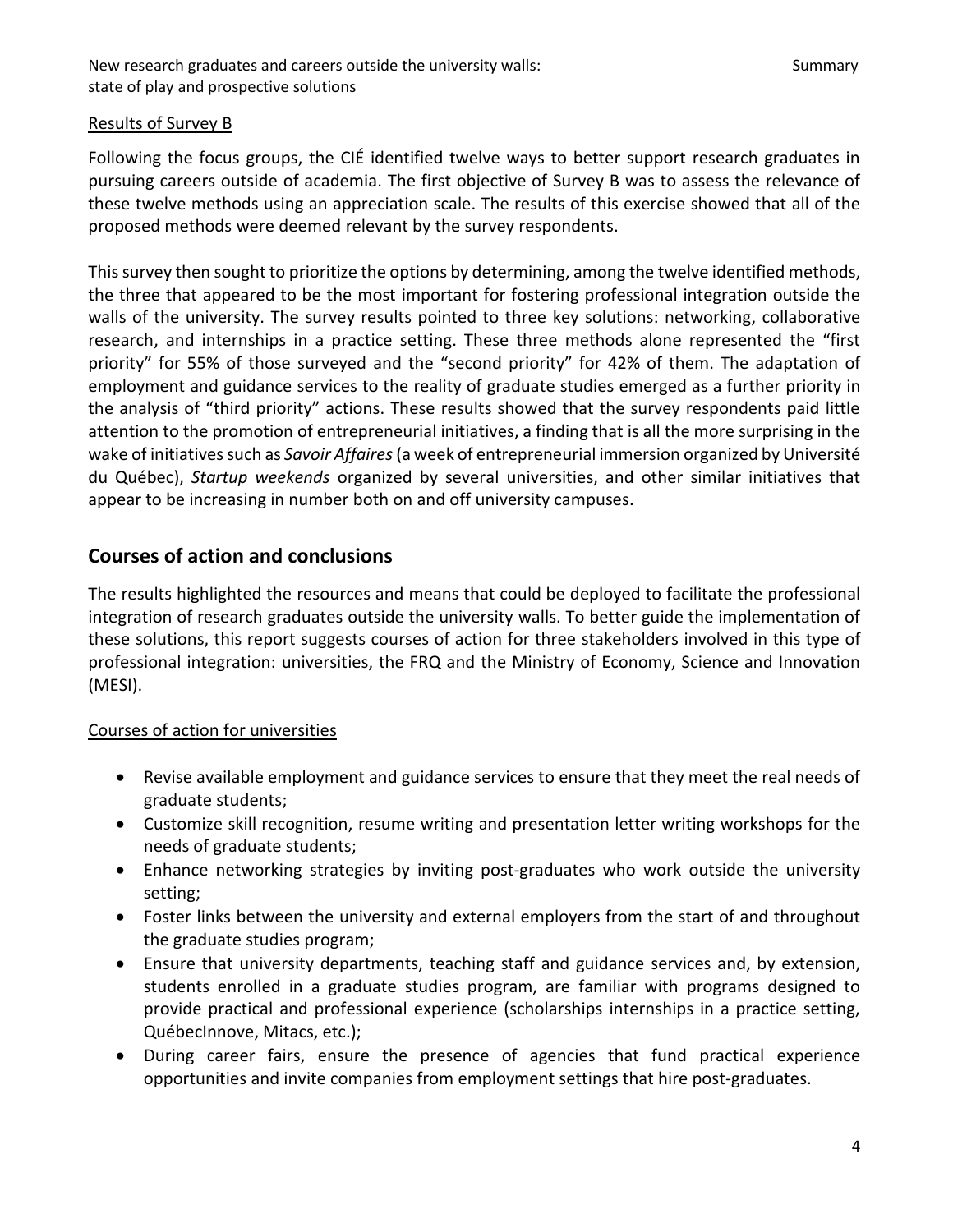<u>Results of Survey B</u>

Following the focus groups, the CIÉ identified twelve ways to better support research graduates in pursuing careers outside of academia. The first objective of Survey B was to assess the relevance of these twelve methods using an appreciation scale. The results of this exercise showed that all of the proposed methods were deemed relevant by the survey respondents.

This survey then sought to prioritize the options by determining, among the twelve identified methods, the three that appeared to be the most important for fostering professional integration outside the walls of the university. The survey results pointed to three key solutions: networking, collaborative research, and internships in a practice setting. These three methods alone represented the "first priority" for 55% of those surveyed and the "second priority" for 42% of them. The adaptation of employment and guidance services to the reality of graduate studies emerged as a further priority in the analysis of "third priority" actions. These results showed that the survey respondents paid little attention to the promotion of entrepreneurial initiatives, a finding that is all the more surprising in the wake of initiatives such as *Savoir Affaires* (a week of entrepreneurial immersion organized by Université du Québec), *Startup weekends* organized by several universities, and other similar initiatives that appear to be increasing in number both on and off university campuses.

## Courses of action and conclusions

The results highlighted the resources and means that could be deployed to facilitate the professional integration of research graduates outside the university walls. To better guide the implementation of these solutions, this report suggests courses of action for three stakeholders involved in this type of professional integration: universities, the FRQ and the Ministry of Economy, Science and Innovation (MESI).

<u>Courses of action for universities</u>

- Revise available employment and guidance services to ensure that they meet the real needs of graduate students;
- Customize skill recognition, resume writing and presentation letter writing workshops for the needs of graduate students;
- Enhance networking strategies by inviting post-graduates who work outside the university setting;
- Foster links between the university and external employers from the start of and throughout the graduate studies program;
- Ensure that university departments, teaching staff and guidance services and, by extension, students enrolled in a graduate studies program, are familiar with programs designed to provide practical and professional experience (scholarships internships in a practice setting, QuébecInnove, Mitacs, etc.);
- During career fairs, ensure the presence of agencies that fund practical experience opportunities and invite companies from employment settings that hire post-graduates.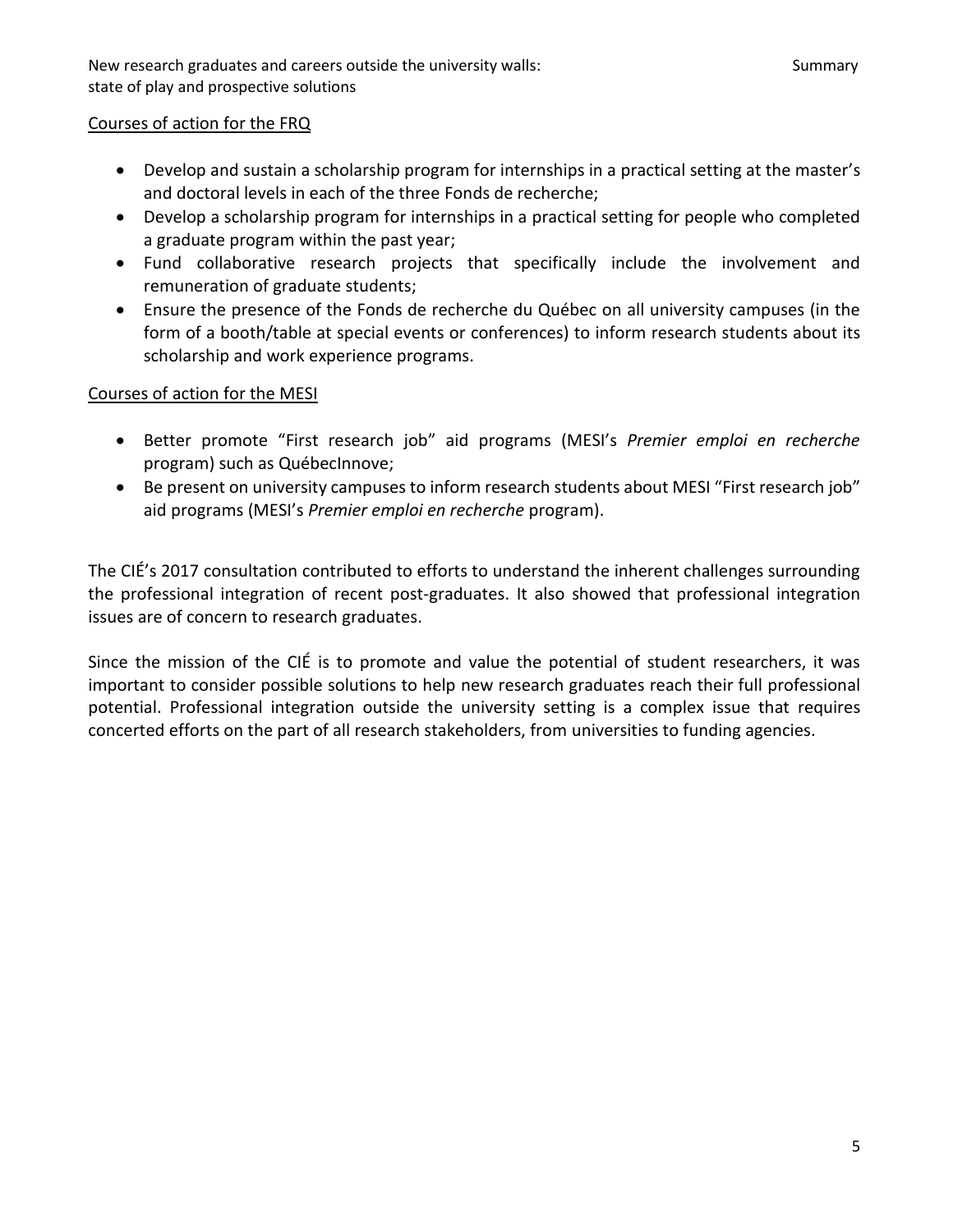Courses of action for the FRQ

- Develop and sustain a scholarship program for internships in a practical setting at the master's and doctoral levels in each of the three Fonds de recherche;
- Develop a scholarship program for internships in a practical setting for people who completed a graduate program within the past year;
- Fund collaborative research projects that specifically include the involvement and remuneration of graduate students;
- Ensure the presence of the Fonds de recherche du Québec on all university campuses (in the form of a booth/table at special events or conferences) to inform research students about its scholarship and work experience programs.

Courses of action for the MESI

- Better promote "First research job" aid programs (MESI's *Premier emploi en recherche* program) such as QuébecInnove;
- Be present on university campuses to inform research students about MESI "First research job" aid programs (MESI's *Premier emploi en recherche* program).

The CIÉ's 2017 consultation contributed to efforts to understand the inherent challenges surrounding the professional integration of recent post-graduates. It also showed that professional integration issues are of concern to research graduates.

Since the mission of the CIÉ is to promote and value the potential of student researchers, it was important to consider possible solutions to help new research graduates reach their full professional potential. Professional integration outside the university setting is a complex issue that requires concerted efforts on the part of all research stakeholders, from universities to funding agencies.